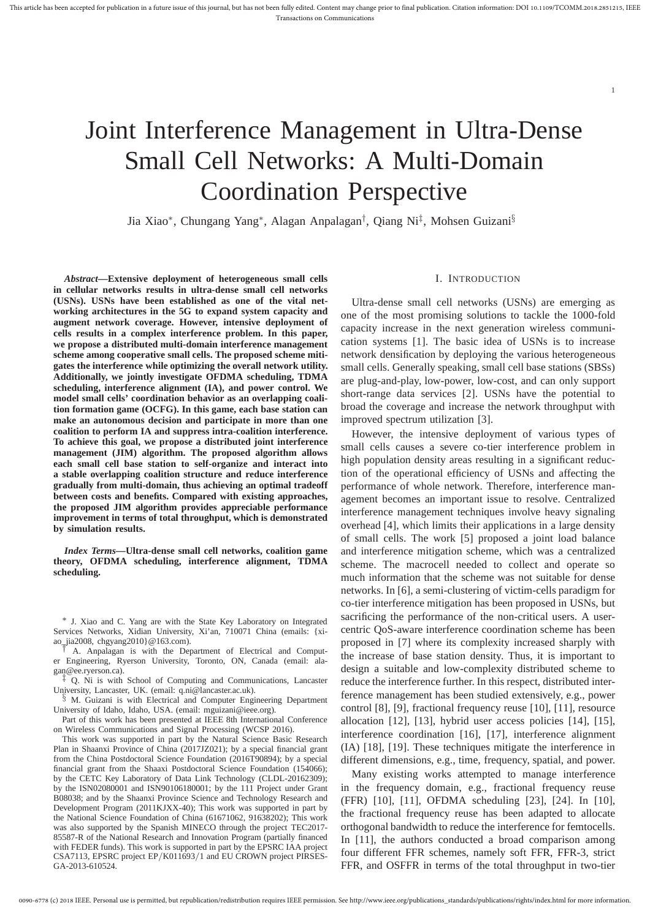# Joint Interference Management in Ultra-Dense Small Cell Networks: A Multi-Domain Coordination Perspective

Jia Xiao*, Chungang Yang*, Alagan Anpalagan†, Qiang Ni‡, Mohsen Guizani§

***Abstract*—Extensive deployment of heterogeneous small cells in cellular networks results in ultra-dense small cell networks (USNs). USNs have been established as one of the vital networking architectures in the 5G to expand system capacity and augment network coverage. However, intensive deployment of cells results in a complex interference problem. In this paper, we propose a distributed multi-domain interference management scheme among cooperative small cells. The proposed scheme mitigates the interference while optimizing the overall network utility. Additionally, we jointly investigate OFDMA scheduling, TDMA scheduling, interference alignment (IA), and power control. We model small cells' coordination behavior as an overlapping coalition formation game (OCFG). In this game, each base station can make an autonomous decision and participate in more than one coalition to perform IA and suppress intra-coalition interference. To achieve this goal, we propose a distributed joint interference management (JIM) algorithm. The proposed algorithm allows each small cell base station to self-organize and interact into a stable overlapping coalition structure and reduce interference gradually from multi-domain, thus achieving an optimal tradeoff between costs and benefits. Compared with existing approaches, the proposed JIM algorithm provides appreciable performance improvement in terms of total throughput, which is demonstrated by simulation results.**

***Index Terms*—Ultra-dense small cell networks, coalition game theory, OFDMA scheduling, interference alignment, TDMA scheduling.**

* J. Xiao and C. Yang are with the State Key Laboratory on Integrated Services Networks, Xidian University, Xi'an, 710071 China (emails: {xiao_jia2008, chgyang2010}@163.com).

† A. Anpalagan is with the Department of Electrical and Computer Engineering, Ryerson University, Toronto, ON, Canada (email: alagan@ee.ryerson.ca).

‡ Q. Ni is with School of Computing and Communications, Lancaster University, Lancaster, UK. (email: q.ni@lancaster.ac.uk).

§ M. Guizani is with Electrical and Computer Engineering Department University of Idaho, Idaho, USA. (email: mguizani@ieee.org).

Part of this work has been presented at IEEE 8th International Conference on Wireless Communications and Signal Processing (WCSP 2016).

This work was supported in part by the Natural Science Basic Research Plan in Shaanxi Province of China (2017JZ021); by a special financial grant from the China Postdoctoral Science Foundation (2016T90894); by a special financial grant from the Shaaxi Postdoctoral Science Foundation (154066); by the CETC Key Laboratory of Data Link Technology (CLDL-20162309); by the ISN02080001 and ISN90106180001; by the 111 Project under Grant B08038; and by the Shaanxi Province Science and Technology Research and Development Program (2011KJXX-40); This work was supported in part by the National Science Foundation of China (61671062, 91638202); This work was also supported by the Spanish MINECO through the project TEC2017-85587-R of the National Research and Innovation Program (partially financed with FEDER funds). This work is supported in part by the EPSRC IAA project CSA7113, EPSRC project EP/K011693/1 and EU CROWN project PIRSES-GA-2013-610524.

## I. Introduction

Ultra-dense small cell networks (USNs) are emerging as one of the most promising solutions to tackle the 1000-fold capacity increase in the next generation wireless communication systems [1]. The basic idea of USNs is to increase network densification by deploying the various heterogeneous small cells. Generally speaking, small cell base stations (SBSs) are plug-and-play, low-power, low-cost, and can only support short-range data services [2]. USNs have the potential to broad the coverage and increase the network throughput with improved spectrum utilization [3].

However, the intensive deployment of various types of small cells causes a severe co-tier interference problem in high population density areas resulting in a significant reduction of the operational efficiency of USNs and affecting the performance of whole network. Therefore, interference management becomes an important issue to resolve. Centralized interference management techniques involve heavy signaling overhead [4], which limits their applications in a large density of small cells. The work [5] proposed a joint load balance and interference mitigation scheme, which was a centralized scheme. The macrocell needed to collect and operate so much information that the scheme was not suitable for dense networks. In [6], a semi-clustering of victim-cells paradigm for co-tier interference mitigation has been proposed in USNs, but sacrificing the performance of the non-critical users. A user-centric QoS-aware interference coordination scheme has been proposed in [7] where its complexity increased sharply with the increase of base station density. Thus, it is important to design a suitable and low-complexity distributed scheme to reduce the interference further. In this respect, distributed interference management has been studied extensively, e.g., power control [8], [9], fractional frequency reuse [10], [11], resource allocation [12], [13], hybrid user access policies [14], [15], interference coordination [16], [17], interference alignment (IA) [18], [19]. These techniques mitigate the interference in different dimensions, e.g., time, frequency, spatial, and power.

Many existing works attempted to manage interference in the frequency domain, e.g., fractional frequency reuse (FFR) [10], [11], OFDMA scheduling [23], [24]. In [10], the fractional frequency reuse has been adapted to allocate orthogonal bandwidth to reduce the interference for femtocells. In [11], the authors conducted a broad comparison among four different FFR schemes, namely soft FFR, FFR-3, strict FFR, and OSFFR in terms of the total throughput in two-tier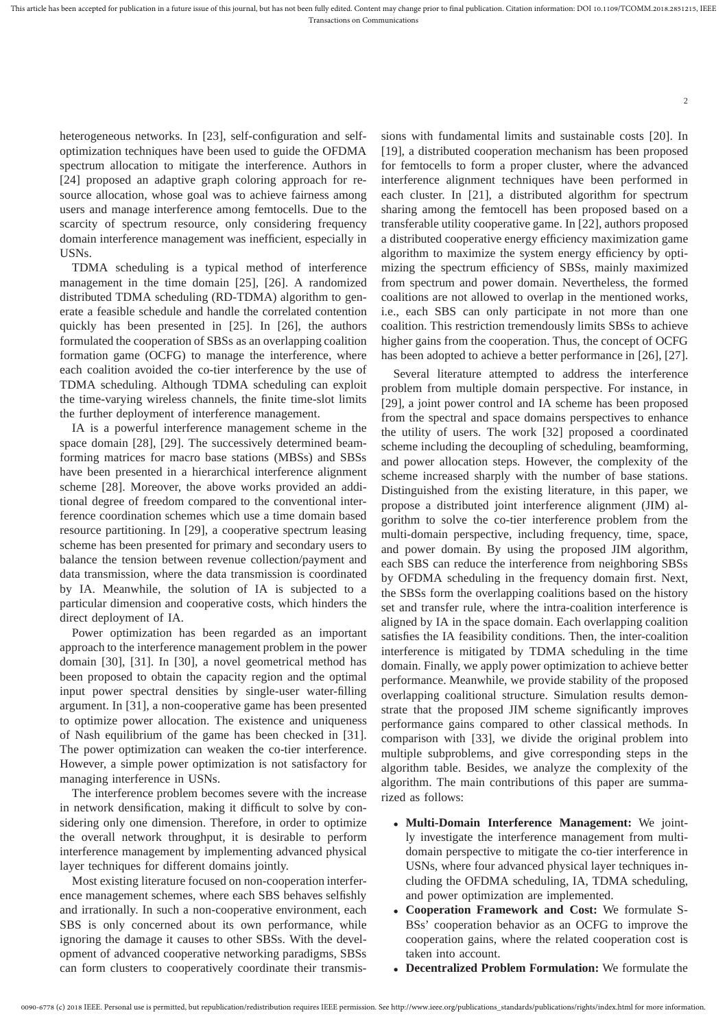heterogeneous networks. In [23], self-configuration and self-optimization techniques have been used to guide the OFDMA spectrum allocation to mitigate the interference. Authors in [24] proposed an adaptive graph coloring approach for resource allocation, whose goal was to achieve fairness among users and manage interference among femtocells. Due to the scarcity of spectrum resource, only considering frequency domain interference management was inefficient, especially in USNs.

TDMA scheduling is a typical method of interference management in the time domain [25], [26]. A randomized distributed TDMA scheduling (RD-TDMA) algorithm to generate a feasible schedule and handle the correlated contention quickly has been presented in [25]. In [26], the authors formulated the cooperation of SBSs as an overlapping coalition formation game (OCFG) to manage the interference, where each coalition avoided the co-tier interference by the use of TDMA scheduling. Although TDMA scheduling can exploit the time-varying wireless channels, the finite time-slot limits the further deployment of interference management.

IA is a powerful interference management scheme in the space domain [28], [29]. The successively determined beamforming matrices for macro base stations (MBSs) and SBSs have been presented in a hierarchical interference alignment scheme [28]. Moreover, the above works provided an additional degree of freedom compared to the conventional interference coordination schemes which use a time domain based resource partitioning. In [29], a cooperative spectrum leasing scheme has been presented for primary and secondary users to balance the tension between revenue collection/payment and data transmission, where the data transmission is coordinated by IA. Meanwhile, the solution of IA is subjected to a particular dimension and cooperative costs, which hinders the direct deployment of IA.

Power optimization has been regarded as an important approach to the interference management problem in the power domain [30], [31]. In [30], a novel geometrical method has been proposed to obtain the capacity region and the optimal input power spectral densities by single-user water-filling argument. In [31], a non-cooperative game has been presented to optimize power allocation. The existence and uniqueness of Nash equilibrium of the game has been checked in [31]. The power optimization can weaken the co-tier interference. However, a simple power optimization is not satisfactory for managing interference in USNs.

The interference problem becomes severe with the increase in network densification, making it difficult to solve by considering only one dimension. Therefore, in order to optimize the overall network throughput, it is desirable to perform interference management by implementing advanced physical layer techniques for different domains jointly.

Most existing literature focused on non-cooperation interference management schemes, where each SBS behaves selfishly and irrationally. In such a non-cooperative environment, each SBS is only concerned about its own performance, while ignoring the damage it causes to other SBSs. With the development of advanced cooperative networking paradigms, SBSs can form clusters to cooperatively coordinate their transmissions with fundamental limits and sustainable costs [20]. In [19], a distributed cooperation mechanism has been proposed for femtocells to form a proper cluster, where the advanced interference alignment techniques have been performed in each cluster. In [21], a distributed algorithm for spectrum sharing among the femtocell has been proposed based on a transferable utility cooperative game. In [22], authors proposed a distributed cooperative energy efficiency maximization game algorithm to maximize the system energy efficiency by optimizing the spectrum efficiency of SBSs, mainly maximized from spectrum and power domain. Nevertheless, the formed coalitions are not allowed to overlap in the mentioned works, i.e., each SBS can only participate in not more than one coalition. This restriction tremendously limits SBSs to achieve higher gains from the cooperation. Thus, the concept of OCFG has been adopted to achieve a better performance in [26], [27].

Several literature attempted to address the interference problem from multiple domain perspective. For instance, in [29], a joint power control and IA scheme has been proposed from the spectral and space domains perspectives to enhance the utility of users. The work [32] proposed a coordinated scheme including the decoupling of scheduling, beamforming, and power allocation steps. However, the complexity of the scheme increased sharply with the number of base stations. Distinguished from the existing literature, in this paper, we propose a distributed joint interference alignment (JIM) algorithm to solve the co-tier interference problem from the multi-domain perspective, including frequency, time, space, and power domain. By using the proposed JIM algorithm, each SBS can reduce the interference from neighboring SBSs by OFDMA scheduling in the frequency domain first. Next, the SBSs form the overlapping coalitions based on the history set and transfer rule, where the intra-coalition interference is aligned by IA in the space domain. Each overlapping coalition satisfies the IA feasibility conditions. Then, the inter-coalition interference is mitigated by TDMA scheduling in the time domain. Finally, we apply power optimization to achieve better performance. Meanwhile, we provide stability of the proposed overlapping coalitional structure. Simulation results demonstrate that the proposed JIM scheme significantly improves performance gains compared to other classical methods. In comparison with [33], we divide the original problem into multiple subproblems, and give corresponding steps in the algorithm table. Besides, we analyze the complexity of the algorithm. The main contributions of this paper are summarized as follows:

- **Multi-Domain Interference Management:** We jointly investigate the interference management from multi-domain perspective to mitigate the co-tier interference in USNs, where four advanced physical layer techniques including the OFDMA scheduling, IA, TDMA scheduling, and power optimization are implemented.
- **Cooperation Framework and Cost:** We formulate SBSs' cooperation behavior as an OCFG to improve the cooperation gains, where the related cooperation cost is taken into account.
- **Decentralized Problem Formulation:** We formulate the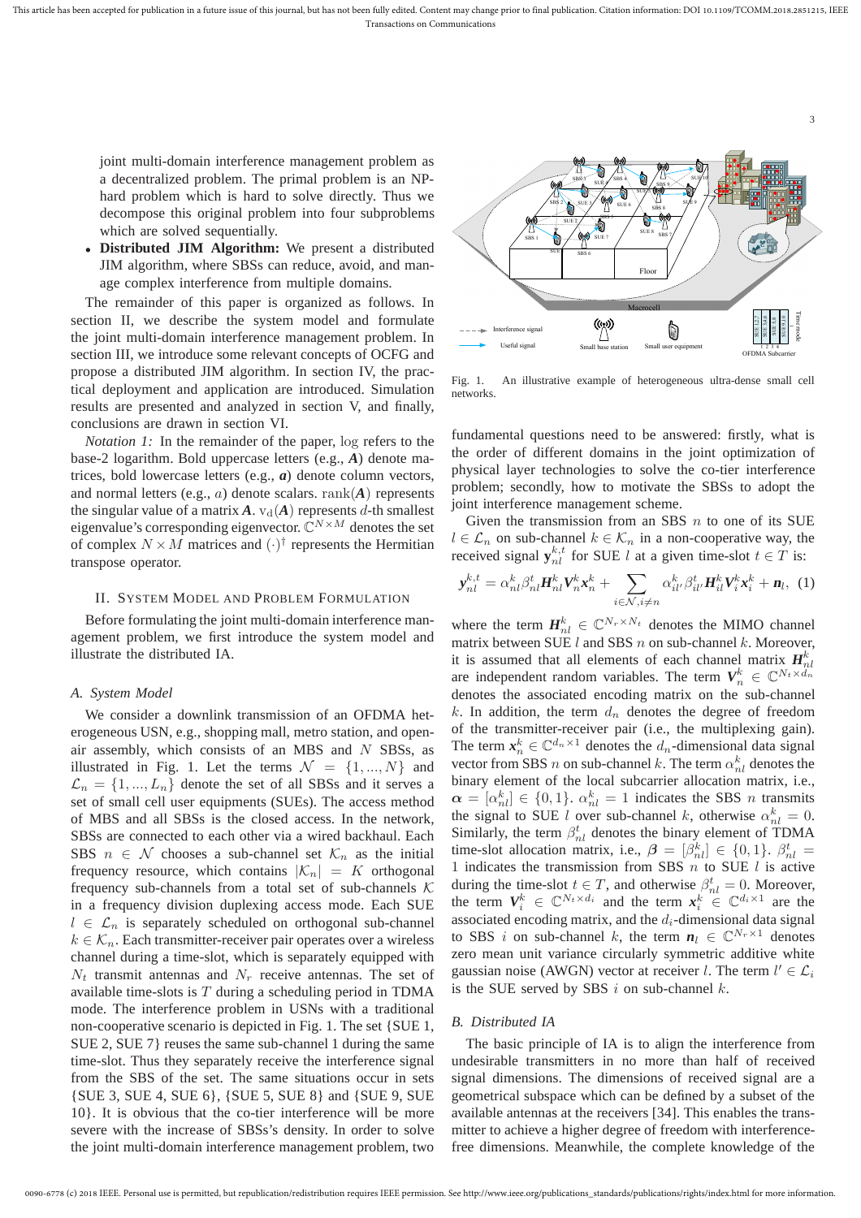joint multi-domain interference management problem as a decentralized problem. The primal problem is an NP-hard problem which is hard to solve directly. Thus we decompose this original problem into four subproblems which are solved sequentially.

- **Distributed JIM Algorithm:** We present a distributed JIM algorithm, where SBSs can reduce, avoid, and manage complex interference from multiple domains.

The remainder of this paper is organized as follows. In section II, we describe the system model and formulate the joint multi-domain interference management problem. In section III, we introduce some relevant concepts of OCFG and propose a distributed JIM algorithm. In section IV, the practical deployment and application are introduced. Simulation results are presented and analyzed in section V, and finally, conclusions are drawn in section VI.

*Notation 1:* In the remainder of the paper, log refers to the base-2 logarithm. Bold uppercase letters (e.g., $\boldsymbol{A}$) denote matrices, bold lowercase letters (e.g., $\boldsymbol{a}$) denote column vectors, and normal letters (e.g., $a$) denote scalars. $\text{rank}(\boldsymbol{A})$ represents the singular value of a matrix $\boldsymbol{A}$. $\text{v}_\text{d}(\boldsymbol{A})$ represents $d$-th smallest eigenvalue's corresponding eigenvector. $\mathbb{C}^{N\times M}$ denotes the set of complex $N \times M$ matrices and $(\cdot)^\dagger$ represents the Hermitian transpose operator.

## II. System Model and Problem Formulation

Before formulating the joint multi-domain interference management problem, we first introduce the system model and illustrate the distributed IA.

### A. System Model

We consider a downlink transmission of an OFDMA heterogeneous USN, e.g., shopping mall, metro station, and open-air assembly, which consists of an MBS and $N$ SBSs, as illustrated in Fig. 1. Let the terms $\mathcal{N} = \{1, ..., N\}$ and $\mathcal{L}_n = \{1, ..., L_n\}$ denote the set of all SBSs and it serves a set of small cell user equipments (SUEs). The access method of MBS and all SBSs is the closed access. In the network, SBSs are connected to each other via a wired backhaul. Each SBS $n \in \mathcal{N}$ chooses a sub-channel set $\mathcal{K}_n$ as the initial frequency resource, which contains $|\mathcal{K}_n| = K$ orthogonal frequency sub-channels from a total set of sub-channels $\mathcal{K}$ in a frequency division duplexing access mode. Each SUE $l \in \mathcal{L}_n$ is separately scheduled on orthogonal sub-channel $k \in \mathcal{K}_n$. Each transmitter-receiver pair operates over a wireless channel during a time-slot, which is separately equipped with $N_t$ transmit antennas and $N_r$ receive antennas. The set of available time-slots is $T$ during a scheduling period in TDMA mode. The interference problem in USNs with a traditional non-cooperative scenario is depicted in Fig. 1. The set {SUE 1, SUE 2, SUE 7} reuses the same sub-channel 1 during the same time-slot. Thus they separately receive the interference signal from the SBS of the set. The same situations occur in sets {SUE 3, SUE 4, SUE 6}, {SUE 5, SUE 8} and {SUE 9, SUE 10}. It is obvious that the co-tier interference will be more severe with the increase of SBSs's density. In order to solve the joint multi-domain interference management problem, two fundamental questions need to be answered: firstly, what is the order of different domains in the joint optimization of physical layer technologies to solve the co-tier interference problem; secondly, how to motivate the SBSs to adopt the joint interference management scheme.

Fig. 1. An illustrative example of heterogeneous ultra-dense small cell networks.

Given the transmission from an SBS $n$ to one of its SUE $l \in \mathcal{L}_n$ on sub-channel $k \in \mathcal{K}_n$ in a non-cooperative way, the received signal $\boldsymbol{y}_{nl}^{k,t}$ for SUE $l$ at a given time-slot $t \in T$ is:

$$\boldsymbol{y}_{nl}^{k,t} = \alpha_{nl}^k \beta_{nl}^t \boldsymbol{H}_{nl}^k \boldsymbol{V}_n^k \boldsymbol{x}_n^k + \sum_{i\in\mathcal{N}, i\neq n} \alpha_{il'}^k \beta_{il'}^t \boldsymbol{H}_{il}^k \boldsymbol{V}_i^k \boldsymbol{x}_i^k + \boldsymbol{n}_l, \quad (1)$$

where the term $\boldsymbol{H}_{nl}^k \in \mathbb{C}^{N_r \times N_t}$ denotes the MIMO channel matrix between SUE $l$ and SBS $n$ on sub-channel $k$. Moreover, it is assumed that all elements of each channel matrix $\boldsymbol{H}_{nl}^k$ are independent random variables. The term $\boldsymbol{V}_n^k \in \mathbb{C}^{N_t \times d_n}$ denotes the associated encoding matrix on the sub-channel $k$. In addition, the term $d_n$ denotes the degree of freedom of the transmitter-receiver pair (i.e., the multiplexing gain). The term $\boldsymbol{x}_n^k \in \mathbb{C}^{d_n \times 1}$ denotes the $d_n$-dimensional data signal vector from SBS $n$ on sub-channel $k$. The term $\alpha_{nl}^k$ denotes the binary element of the local subcarrier allocation matrix, i.e., $\boldsymbol{\alpha} = [\alpha_{nl}^k] \in \{0, 1\}$. $\alpha_{nl}^k = 1$ indicates the SBS $n$ transmits the signal to SUE $l$ over sub-channel $k$, otherwise $\alpha_{nl}^k = 0$. Similarly, the term $\beta_{nl}^t$ denotes the binary element of TDMA time-slot allocation matrix, i.e., $\boldsymbol{\beta} = [\beta_{nl}^k] \in \{0, 1\}$. $\beta_{nl}^t = 1$ indicates the transmission from SBS $n$ to SUE $l$ is active during the time-slot $t \in T$, and otherwise $\beta_{nl}^t = 0$. Moreover, the term $\boldsymbol{V}_i^k \in \mathbb{C}^{N_t \times d_i}$ and the term $\boldsymbol{x}_i^k \in \mathbb{C}^{d_i \times 1}$ are the associated encoding matrix, and the $d_i$-dimensional data signal to SBS $i$ on sub-channel $k$, the term $\boldsymbol{n}_l \in \mathbb{C}^{N_r \times 1}$ denotes zero mean unit variance circularly symmetric additive white gaussian noise (AWGN) vector at receiver $l$. The term $l' \in \mathcal{L}_i$ is the SUE served by SBS $i$ on sub-channel $k$.

### B. Distributed IA

The basic principle of IA is to align the interference from undesirable transmitters in no more than half of received signal dimensions. The dimensions of received signal are a geometrical subspace which can be defined by a subset of the available antennas at the receivers [34]. This enables the transmitter to achieve a higher degree of freedom with interference-free dimensions. Meanwhile, the complete knowledge of the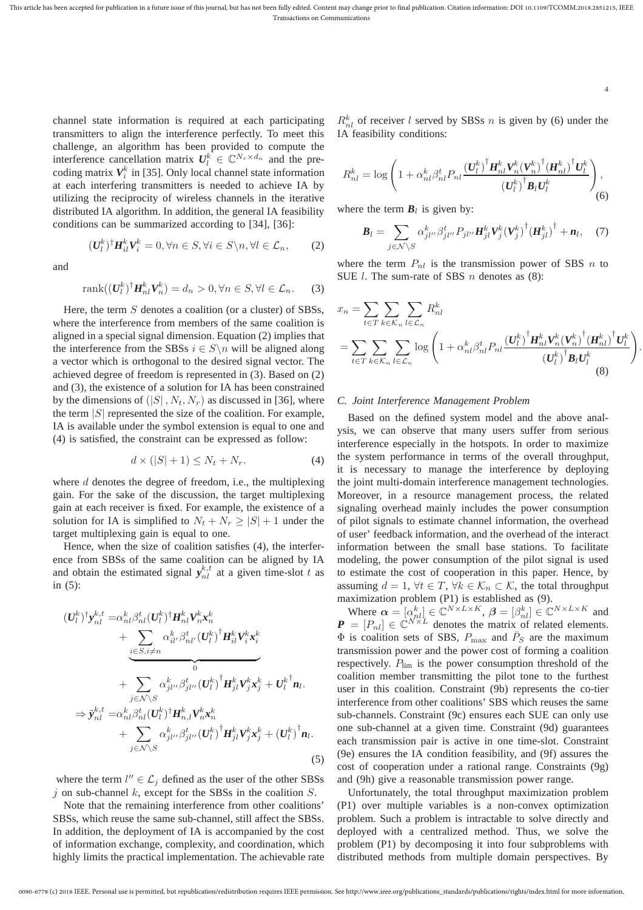channel state information is required at each participating transmitters to align the interference perfectly. To meet this challenge, an algorithm has been provided to compute the interference cancellation matrix $\boldsymbol{U}_l^k \in \mathbb{C}^{N_r \times d_n}$ and the precoding matrix $\boldsymbol{V}_i^k$ in [35]. Only local channel state information at each interfering transmitters is needed to achieve IA by utilizing the reciprocity of wireless channels in the iterative distributed IA algorithm. In addition, the general IA feasibility conditions can be summarized according to [34], [36]:

$$(\boldsymbol{U}_l^k)^\dagger \boldsymbol{H}_{il}^k \boldsymbol{V}_i^k = 0, \forall n \in S, \forall i \in S \backslash n, \forall l \in \mathcal{L}_n, \tag{2}$$

and

$$\operatorname{rank}((\boldsymbol{U}_l^k)^\dagger \boldsymbol{H}_{nl}^k \boldsymbol{V}_n^k) = d_n > 0, \forall n \in S, \forall l \in \mathcal{L}_n. \tag{3}$$

Here, the term $S$ denotes a coalition (or a cluster) of SBSs, where the interference from members of the same coalition is aligned in a special signal dimension. Equation (2) implies that the interference from the SBSs $i \in S \backslash n$ will be aligned along a vector which is orthogonal to the desired signal vector. The achieved degree of freedom is represented in (3). Based on (2) and (3), the existence of a solution for IA has been constrained by the dimensions of $(|S|, N_t, N_r)$ as discussed in [36], where the term $|S|$ represented the size of the coalition. For example, IA is available under the symbol extension is equal to one and (4) is satisfied, the constraint can be expressed as follow:

$$d \times (|S| + 1) \leq N_t + N_r. \tag{4}$$

where $d$ denotes the degree of freedom, i.e., the multiplexing gain. For the sake of the discussion, the target multiplexing gain at each receiver is fixed. For example, the existence of a solution for IA is simplified to $N_t + N_r \geq |S| + 1$ under the target multiplexing gain is equal to one.

Hence, when the size of coalition satisfies (4), the interference from SBSs of the same coalition can be aligned by IA and obtain the estimated signal $\boldsymbol{y}_{nl}^{k,t}$ at a given time-slot $t$ as in (5):

$$\begin{aligned}
(\boldsymbol{U}_l^k)^\dagger \boldsymbol{y}_{nl}^{k,t} =& \alpha_{nl}^k \beta_{nl}^t (\boldsymbol{U}_l^k)^\dagger \boldsymbol{H}_{nl}^k \boldsymbol{V}_n^k \boldsymbol{x}_n^k \\
&+ \underbrace{\sum_{i \in S, i \neq n} \alpha_{il'}^k \beta_{nl'}^t (\boldsymbol{U}_l^k)^\dagger \boldsymbol{H}_{il}^k \boldsymbol{V}_i^k \boldsymbol{x}_i^k}_{0} \\
&+ \sum_{j \in \mathcal{N} \backslash S} \alpha_{jl''}^k \beta_{jl''}^t (\boldsymbol{U}_l^k)^\dagger \boldsymbol{H}_{jl}^k \boldsymbol{V}_j^k \boldsymbol{x}_j^k + {\boldsymbol{U}_l^k}^\dagger \boldsymbol{n}_l. \\
\Rightarrow \tilde{\boldsymbol{y}}_{nl}^{k,t} =& \alpha_{nl}^k \beta_{nl}^t (\boldsymbol{U}_l^k)^\dagger \boldsymbol{H}_{n,l}^k \boldsymbol{V}_n^k \boldsymbol{x}_n^k \\
&+ \sum_{j \in \mathcal{N} \backslash S} \alpha_{jl''}^k \beta_{jl''}^t (\boldsymbol{U}_l^k)^\dagger \boldsymbol{H}_{jl}^k \boldsymbol{V}_j^k \boldsymbol{x}_j^k + (\boldsymbol{U}_l^k)^\dagger \boldsymbol{n}_l.
\end{aligned} \tag{5}$$

where the term $l'' \in \mathcal{L}_j$ defined as the user of the other SBSs $j$ on sub-channel $k$, except for the SBSs in the coalition $S$.

Note that the remaining interference from other coalitions' SBSs, which reuse the same sub-channel, still affect the SBSs. In addition, the deployment of IA is accompanied by the cost of information exchange, complexity, and coordination, which highly limits the practical implementation. The achievable rate $R_{nl}^k$ of receiver $l$ served by SBSs $n$ is given by (6) under the IA feasibility conditions:

$$R_{nl}^k = \log\left(1 + \alpha_{nl}^k \beta_{nl}^t P_{nl} \frac{(\boldsymbol{U}_l^k)^\dagger \boldsymbol{H}_{nl}^k \boldsymbol{V}_n^k (\boldsymbol{V}_n^k)^\dagger (\boldsymbol{H}_{nl}^k)^\dagger \boldsymbol{U}_l^k}{(\boldsymbol{U}_l^k)^\dagger \boldsymbol{B}_l \boldsymbol{U}_l^k}\right), \tag{6}$$

where the term $\boldsymbol{B}_l$ is given by:

$$\boldsymbol{B}_l = \sum_{j \in \mathcal{N} \backslash S} \alpha_{jl''}^k \beta_{jl''}^t P_{jl''} \boldsymbol{H}_{jl}^k \boldsymbol{V}_j^k (\boldsymbol{V}_j^k)^\dagger (\boldsymbol{H}_{jl}^k)^\dagger + \boldsymbol{n}_l, \tag{7}$$

where the term $P_{nl}$ is the transmission power of SBS $n$ to SUE $l$. The sum-rate of SBS $n$ denotes as (8):

$$\begin{aligned}
x_n &= \sum_{t \in T} \sum_{k \in \mathcal{K}_n} \sum_{l \in \mathcal{L}_n} R_{nl}^k \\
&= \sum_{t \in T} \sum_{k \in \mathcal{K}_n} \sum_{l \in \mathcal{L}_n} \log\left(1 + \alpha_{nl}^k \beta_{nl}^t P_{nl} \frac{(\boldsymbol{U}_l^k)^\dagger \boldsymbol{H}_{nl}^k \boldsymbol{V}_n^k (\boldsymbol{V}_n^k)^\dagger (\boldsymbol{H}_{nl}^k)^\dagger \boldsymbol{U}_l^k}{(\boldsymbol{U}_l^k)^\dagger \boldsymbol{B}_l \boldsymbol{U}_l^k}\right).
\end{aligned} \tag{8}$$

### C. Joint Interference Management Problem

Based on the defined system model and the above analysis, we can observe that many users suffer from serious interference especially in the hotspots. In order to maximize the system performance in terms of the overall throughput, it is necessary to manage the interference by deploying the joint multi-domain interference management technologies. Moreover, in a resource management process, the related signaling overhead mainly includes the power consumption of pilot signals to estimate channel information, the overhead of user' feedback information, and the overhead of the interact information between the small base stations. To facilitate modeling, the power consumption of the pilot signal is used to estimate the cost of cooperation in this paper. Hence, by assuming $d = 1$, $\forall t \in T$, $\forall k \in \mathcal{K}_n \subset \mathcal{K}$, the total throughput maximization problem (P1) is established as (9).

Where $\boldsymbol{\alpha} = [\alpha_{nl}^k] \in \mathbb{C}^{N \times L \times K}$, $\boldsymbol{\beta} = [\beta_{nl}^k] \in \mathbb{C}^{N \times L \times K}$ and $\boldsymbol{P} = [P_{nl}] \in \mathbb{C}^{N \times L}$ denotes the matrix of related elements. $\Phi$ is coalition sets of SBS, $P_{\max}$ and $\bar{P}_S$ are the maximum transmission power and the power cost of forming a coalition respectively. $P_{\lim}$ is the power consumption threshold of the coalition member transmitting the pilot tone to the furthest user in this coalition. Constraint (9b) represents the co-tier interference from other coalitions' SBS which reuses the same sub-channels. Constraint (9c) ensures each SUE can only use one sub-channel at a given time. Constraint (9d) guarantees each transmission pair is active in one time-slot. Constraint (9e) ensures the IA condition feasibility, and (9f) assures the cost of cooperation under a rational range. Constraints (9g) and (9h) give a reasonable transmission power range.

Unfortunately, the total throughput maximization problem (P1) over multiple variables is a non-convex optimization problem. Such a problem is intractable to solve directly and deployed with a centralized method. Thus, we solve the problem (P1) by decomposing it into four subproblems with distributed methods from multiple domain perspectives. By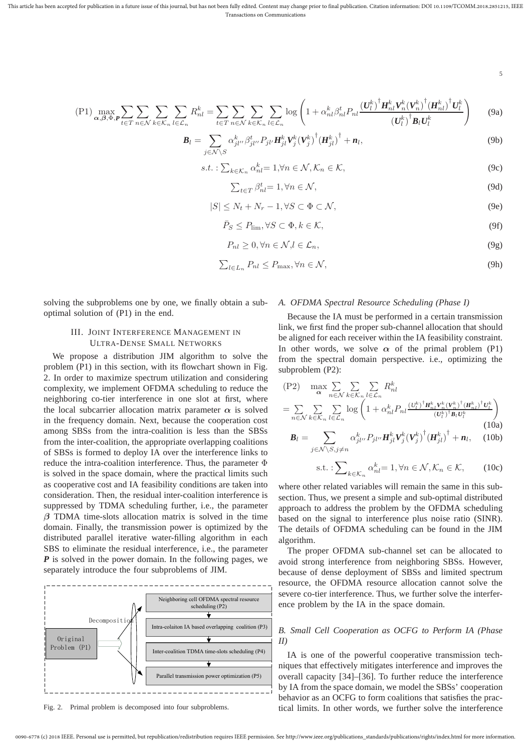$$\text{(P1)} \max_{\boldsymbol{\alpha},\boldsymbol{\beta},\Phi,\boldsymbol{P}} \sum_{t\in T}\sum_{n\in\mathcal{N}}\sum_{k\in\mathcal{K}_n}\sum_{l\in\mathcal{L}_n} R_{nl}^k = \sum_{t\in T}\sum_{n\in\mathcal{N}}\sum_{k\in\mathcal{K}_n}\sum_{l\in\mathcal{L}_n} \log\left(1+\alpha_{nl}^k\beta_{nl}^t P_{nl}\frac{(\boldsymbol{U}_l^k)^\dagger \boldsymbol{H}_{nl}^k \boldsymbol{V}_n^k (\boldsymbol{V}_n^k)^\dagger (\boldsymbol{H}_{nl}^k)^\dagger \boldsymbol{U}_l^k}{(\boldsymbol{U}_l^k)^\dagger \boldsymbol{B}_l \boldsymbol{U}_l^k}\right) \tag{9a}$$

$$\boldsymbol{B}_l = \sum_{j\in\mathcal{N}\setminus S} \alpha_{jl''}^k \beta_{jl''}^t P_{jl'} \boldsymbol{H}_{jl}^k \boldsymbol{V}_j^k (\boldsymbol{V}_j^k)^\dagger (\boldsymbol{H}_{jl}^k)^\dagger + \boldsymbol{n}_l, \tag{9b}$$

$$s.t.: \textstyle\sum_{k\in\mathcal{K}_n} \alpha_{nl}^k = 1, \forall n\in\mathcal{N}, \mathcal{K}_n \in \mathcal{K}, \tag{9c}$$

$$\textstyle\sum_{t\in T} \beta_{nl}^t = 1, \forall n \in \mathcal{N}, \tag{9d}$$

$$|S| \le N_t + N_r - 1, \forall S \subset \Phi \subset \mathcal{N}, \tag{9e}$$

$$\bar{P}_S \le P_{\lim}, \forall S \subset \Phi, k\in\mathcal{K}, \tag{9f}$$

$$P_{nl} \ge 0, \forall n\in\mathcal{N}, l\in\mathcal{L}_n, \tag{9g}$$

$$\textstyle\sum_{l\in L_n} P_{nl} \le P_{\max}, \forall n\in\mathcal{N}, \tag{9h}$$

solving the subproblems one by one, we finally obtain a sub-optimal solution of (P1) in the end.

## III. Joint Interference Management in Ultra-Dense Small Networks

We propose a distribution JIM algorithm to solve the problem (P1) in this section, with its flowchart shown in Fig. 2. In order to maximize spectrum utilization and considering complexity, we implement OFDMA scheduling to reduce the neighboring co-tier interference in one slot at first, where the local subcarrier allocation matrix parameter $\boldsymbol{\alpha}$ is solved in the frequency domain. Next, because the cooperation cost among SBSs from the intra-coalition is less than the SBSs from the inter-coalition, the appropriate overlapping coalitions of SBSs is formed to deploy IA over the interference links to reduce the intra-coalition interference. Thus, the parameter $\Phi$ is solved in the space domain, where the practical limits such as cooperative cost and IA feasibility conditions are taken into consideration. Then, the residual inter-coalition interference is suppressed by TDMA scheduling further, i.e., the parameter $\boldsymbol{\beta}$ TDMA time-slots allocation matrix is solved in the time domain. Finally, the transmission power is optimized by the distributed parallel iterative water-filling algorithm in each SBS to eliminate the residual interference, i.e., the parameter $\boldsymbol{P}$ is solved in the power domain. In the following pages, we separately introduce the four subproblems of JIM.

Original Problem (P1) — Decomposition → Neighboring cell OFDMA spectral resource scheduling (P2) → Intra-colaiton IA based overlapping coalition (P3) → Inter-coalition TDMA time-slots scheduling (P4) → Parallel transmission power optimization (P5)

Fig. 2. Primal problem is decomposed into four subproblems.

### A. OFDMA Spectral Resource Scheduling (Phase I)

Because the IA must be performed in a certain transmission link, we first find the proper sub-channel allocation that should be aligned for each receiver within the IA feasibility constraint. In other words, we solve $\boldsymbol{\alpha}$ of the primal problem (P1) from the spectral domain perspective. i.e., optimizing the subproblem (P2):

$$\begin{aligned}
&\text{(P2)} \quad \max_{\boldsymbol{\alpha}} \sum_{n\in\mathcal{N}}\sum_{k\in\mathcal{K}_n}\sum_{l\in\mathcal{L}_n} R_{nl}^k \\
&= \sum_{n\in\mathcal{N}}\sum_{k\in\mathcal{K}_n}\sum_{l\in\mathcal{L}_n} \log\left(1+\alpha_{nl}^k P_{nl}\frac{(\boldsymbol{U}_l^k)^\dagger \boldsymbol{H}_{nl}^k \boldsymbol{V}_n^k (\boldsymbol{V}_n^k)^\dagger (\boldsymbol{H}_{nl}^k)^\dagger \boldsymbol{U}_l^k}{(\boldsymbol{U}_l^k)^\dagger \boldsymbol{B}_l \boldsymbol{U}_l^k}\right)
\end{aligned} \tag{10a}$$

$$\boldsymbol{B}_l = \sum_{j\in\mathcal{N}\setminus S, j\neq n} \alpha_{jl''}^k P_{jl'} \boldsymbol{H}_{jl}^k \boldsymbol{V}_j^k (\boldsymbol{V}_j^k)^\dagger (\boldsymbol{H}_{jl}^k)^\dagger + \boldsymbol{n}_l, \tag{10b}$$

$$\text{s.t.}: \textstyle\sum_{k\in\mathcal{K}_n} \alpha_{nl}^k = 1, \forall n\in\mathcal{N}, \mathcal{K}_n\in\mathcal{K}, \tag{10c}$$

where other related variables will remain the same in this subsection. Thus, we present a simple and sub-optimal distributed approach to address the problem by the OFDMA scheduling based on the signal to interference plus noise ratio (SINR). The details of OFDMA scheduling can be found in the JIM algorithm.

The proper OFDMA sub-channel set can be allocated to avoid strong interference from neighboring SBSs. However, because of dense deployment of SBSs and limited spectrum resource, the OFDMA resource allocation cannot solve the severe co-tier interference. Thus, we further solve the interference problem by the IA in the space domain.

### B. Small Cell Cooperation as OCFG to Perform IA (Phase II)

IA is one of the powerful cooperative transmission techniques that effectively mitigates interference and improves the overall capacity [34]–[36]. To further reduce the interference by IA from the space domain, we model the SBSs' cooperation behavior as an OCFG to form coalitions that satisfies the practical limits. In other words, we further solve the interference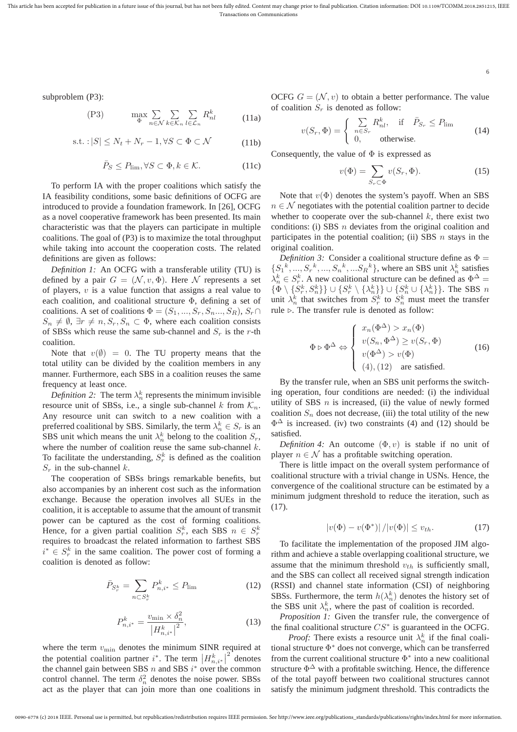subproblem (P3):

$$\text{(P3)} \qquad \max_{\Phi} \sum_{n\in\mathcal{N}} \sum_{k\in\mathcal{K}_n} \sum_{l\in\mathcal{L}_n} R_{nl}^{k} \tag{11a}$$

$$\text{s.t.}: |S| \leq N_t + N_r - 1, \forall S \subset \Phi \subset \mathcal{N} \tag{11b}$$

$$\bar{P}_S \leq P_{\lim}, \forall S \subset \Phi, k \in \mathcal{K}. \tag{11c}$$

To perform IA with the proper coalitions which satisfy the IA feasibility conditions, some basic definitions of OCFG are introduced to provide a foundation framework. In [26], OCFG as a novel cooperative framework has been presented. Its main characteristic was that the players can participate in multiple coalitions. The goal of (P3) is to maximize the total throughput while taking into account the cooperation costs. The related definitions are given as follows:

*Definition 1:* An OCFG with a transferable utility (TU) is defined by a pair $G = (\mathcal{N}, v, \Phi)$. Here $\mathcal{N}$ represents a set of players, $v$ is a value function that assigns a real value to each coalition, and coalitional structure $\Phi$, defining a set of coalitions. A set of coalitions $\Phi = (S_1, ..., S_r, S_n ..., S_R)$, $S_r \cap S_n \neq \emptyset$, $\exists r \neq n, S_r, S_n \subset \Phi$, where each coalition consists of SBSs which reuse the same sub-channel and $S_r$ is the $r$-th coalition.

Note that $v(\emptyset) = 0$. The TU property means that the total utility can be divided by the coalition members in any manner. Furthermore, each SBS in a coalition reuses the same frequency at least once.

*Definition 2:* The term $\lambda_n^k$ represents the minimum invisible resource unit of SBSs, i.e., a single sub-channel $k$ from $\mathcal{K}_n$. Any resource unit can switch to a new coalition with a preferred coalitional by SBS. Similarly, the term $\lambda_n^k \in S_r$ is an SBS unit which means the unit $\lambda_n^k$ belong to the coalition $S_r$, where the number of coalition reuse the same sub-channel $k$. To facilitate the understanding, $S_r^k$ is defined as the coalition $S_r$ in the sub-channel $k$.

The cooperation of SBSs brings remarkable benefits, but also accompanies by an inherent cost such as the information exchange. Because the operation involves all SUEs in the coalition, it is acceptable to assume that the amount of transmit power can be captured as the cost of forming coalitions. Hence, for a given partial coalition $S_r^k$, each SBS $n \in S_r^k$ requires to broadcast the related information to farthest SBS $i^* \in S_r^k$ in the same coalition. The power cost of forming a coalition is denoted as follow:

$$\bar{P}_{S_r^k} = \sum_{n \subset S_r^k} P_{n,i^*}^k \leq P_{\lim} \tag{12}$$

$$P_{n,i^*}^k = \frac{v_{\min} \times \delta_n^2}{\left|H_{n,i^*}^k\right|^2}, \tag{13}$$

where the term $v_{\min}$ denotes the minimum SINR required at the potential coalition partner $i^*$. The term $\left|H_{n,i^*}^k\right|^2$ denotes the channel gain between SBS $n$ and SBS $i^*$ over the common control channel. The term $\delta_n^2$ denotes the noise power. SBSs act as the player that can join more than one coalitions in OCFG $G = (\mathcal{N}, v)$ to obtain a better performance. The value of coalition $S_r$ is denoted as follow:

$$v(S_r, \Phi) = \begin{cases} \sum\limits_{n\in S_r} R_{nl}^k, & \text{if} \quad \bar{P}_{S_r} \leq P_{\lim} \\ 0, & \text{otherwise}. \end{cases} \tag{14}$$

Consequently, the value of $\Phi$ is expressed as

$$v(\Phi) = \sum_{S_r \subset \Phi} v(S_r, \Phi). \tag{15}$$

Note that $v(\Phi)$ denotes the system's payoff. When an SBS $n \in \mathcal{N}$ negotiates with the potential coalition partner to decide whether to cooperate over the sub-channel $k$, there exist two conditions: (i) SBS $n$ deviates from the original coalition and participates in the potential coalition; (ii) SBS $n$ stays in the original coalition.

*Definition 3:* Consider a coalitional structure define as $\Phi = \{{S_1}^k, ..., {S_r}^k, ..., {S_n}^k, ...{S_R}^k\}$, where an SBS unit $\lambda_n^k$ satisfies $\lambda_n^k \in S_r^k$. A new coalitional structure can be defined as $\Phi^{\Delta} = \{\Phi \setminus \{S_r^k, S_n^k\}\} \cup \{S_r^k \setminus \{\lambda_n^k\}\} \cup \{S_n^k \cup \{\lambda_n^k\}\}$. The SBS $n$ unit $\lambda_n^k$ that switches from $S_r^k$ to $S_n^k$ must meet the transfer rule $\triangleright$. The transfer rule is denoted as follow:

$$\Phi \triangleright \Phi^{\Delta} \Leftrightarrow \begin{cases} x_n(\Phi^{\Delta}) > x_n(\Phi) \\ v(S_n, \Phi^{\Delta}) \geq v(S_r, \Phi) \\ v(\Phi^{\Delta}) > v(\Phi) \\ (4), (12) \quad \text{are satisfied}. \end{cases} \tag{16}$$

By the transfer rule, when an SBS unit performs the switching operation, four conditions are needed: (i) the individual utility of SBS $n$ is increased, (ii) the value of newly formed coalition $S_n$ does not decrease, (iii) the total utility of the new $\Phi^{\Delta}$ is increased. (iv) two constraints (4) and (12) should be satisfied.

*Definition 4:* An outcome $(\Phi, v)$ is stable if no unit of player $n \in \mathcal{N}$ has a profitable switching operation.

There is little impact on the overall system performance of coalitional structure with a trivial change in USNs. Hence, the convergence of the coalitional structure can be estimated by a minimum judgment threshold to reduce the iteration, such as (17).

$$|v(\Phi) - v(\Phi^*)| / |v(\Phi)| \leq v_{th}. \tag{17}$$

To facilitate the implementation of the proposed JIM algorithm and achieve a stable overlapping coalitional structure, we assume that the minimum threshold $v_{th}$ is sufficiently small, and the SBS can collect all received signal strength indication (RSSI) and channel state information (CSI) of neighboring SBSs. Furthermore, the term $h(\lambda_n^k)$ denotes the history set of the SBS unit $\lambda_n^k$, where the past of coalition is recorded.

*Proposition 1:* Given the transfer rule, the convergence of the final coalitional structure $CS^*$ is guaranteed in the OCFG.

*Proof:* There exists a resource unit $\lambda_n^k$ if the final coalitional structure $\Phi^*$ does not converge, which can be transferred from the current coalitional structure $\Phi^*$ into a new coalitional structure $\Phi^{\Delta}$ with a profitable switching. Hence, the difference of the total payoff between two coalitional structures cannot satisfy the minimum judgment threshold. This contradicts the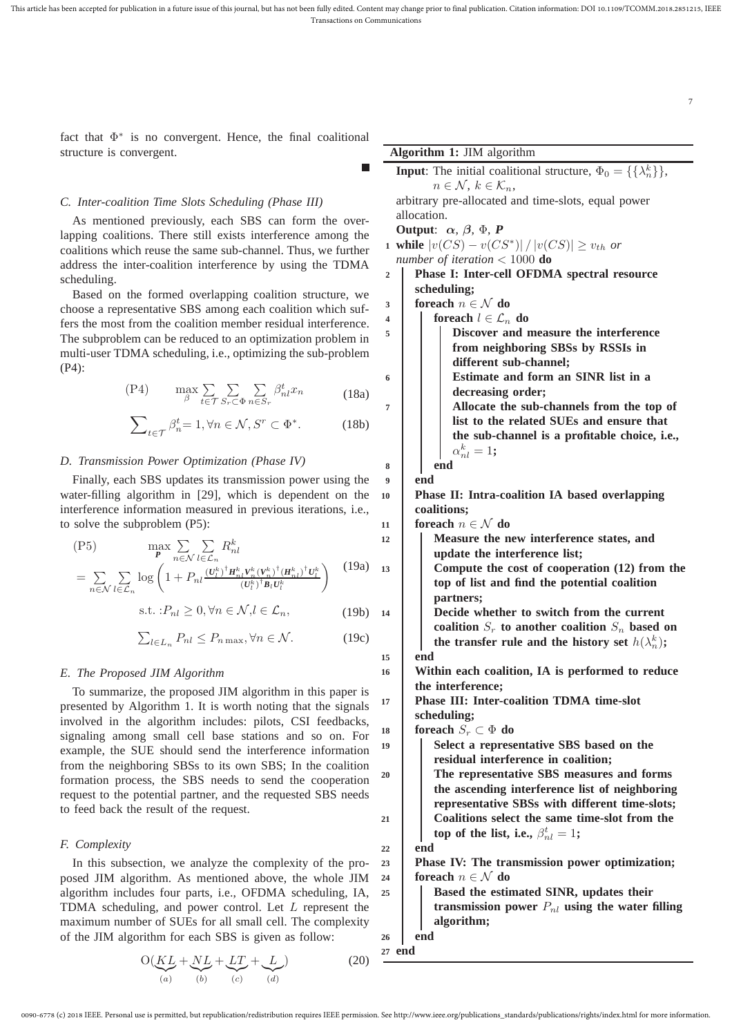fact that $\Phi^*$ is no convergent. Hence, the final coalitional structure is convergent.

■

### C. Inter-coalition Time Slots Scheduling (Phase III)

As mentioned previously, each SBS can form the overlapping coalitions. There still exists interference among the coalitions which reuse the same sub-channel. Thus, we further address the inter-coalition interference by using the TDMA scheduling.

Based on the formed overlapping coalition structure, we choose a representative SBS among each coalition which suffers the most from the coalition member residual interference. The subproblem can be reduced to an optimization problem in multi-user TDMA scheduling, i.e., optimizing the sub-problem (P4):

$$(\text{P4}) \qquad \max_{\beta} \sum_{t\in\mathcal{T}} \sum_{S_r \subset \Phi} \sum_{n\in S_r} \beta_{nl}^t x_n \tag{18a}$$

$$\sum\nolimits_{t\in\mathcal{T}} \beta_n^t = 1, \forall n \in \mathcal{N}, S^r \subset \Phi^*. \tag{18b}$$

### D. Transmission Power Optimization (Phase IV)

Finally, each SBS updates its transmission power using the water-filling algorithm in [29], which is dependent on the interference information measured in previous iterations, i.e., to solve the subproblem (P5):

$$(\text{P5}) \qquad \max_{\boldsymbol{P}} \sum_{n\in\mathcal{N}} \sum_{l\in\mathcal{L}_n} R_{nl}^k$$

$$= \sum_{n\in\mathcal{N}} \sum_{l\in\mathcal{L}_n} \log\left(1 + P_{nl} \frac{(\boldsymbol{U}_l^k)^\dagger \boldsymbol{H}_{nl}^k \boldsymbol{V}_n^k (\boldsymbol{V}_n^k)^\dagger (\boldsymbol{H}_{nl}^k)^\dagger \boldsymbol{U}_l^k}{(\boldsymbol{U}_l^k)^\dagger \boldsymbol{B}_l \boldsymbol{U}_l^k}\right) \tag{19a}$$

$$\text{s.t.}: P_{nl} \geq 0, \forall n \in \mathcal{N}, l \in \mathcal{L}_n, \tag{19b}$$

$$\sum\nolimits_{l\in L_n} P_{nl} \leq P_{n\max}, \forall n \in \mathcal{N}. \tag{19c}$$

### E. The Proposed JIM Algorithm

To summarize, the proposed JIM algorithm in this paper is presented by Algorithm 1. It is worth noting that the signals involved in the algorithm includes: pilots, CSI feedbacks, signaling among small cell base stations and so on. For example, the SUE should send the interference information from the neighboring SBSs to its own SBS; In the coalition formation process, the SBS needs to send the cooperation request to the potential partner, and the requested SBS needs to feed back the result of the request.

### F. Complexity

In this subsection, we analyze the complexity of the proposed JIM algorithm. As mentioned above, the whole JIM algorithm includes four parts, i.e., OFDMA scheduling, IA, TDMA scheduling, and power control. Let $L$ represent the maximum number of SUEs for all small cell. The complexity of the JIM algorithm for each SBS is given as follow:

$$\text{O}(\underbrace{KL}_{(a)} + \underbrace{NL}_{(b)} + \underbrace{LT}_{(c)} + \underbrace{L}_{(d)}) \tag{20}$$

---

**Algorithm 1:** JIM algorithm

**Input**: The initial coalitional structure, $\Phi_0 = \{\{\lambda_n^k\}\}$, $n \in \mathcal{N}$, $k \in \mathcal{K}_n$,
arbitrary pre-allocated and time-slots, equal power allocation.
**Output**: $\boldsymbol{\alpha}$, $\boldsymbol{\beta}$, $\Phi$, $\boldsymbol{P}$

```
1  while |v(CS) − v(CS*)| / |v(CS)| ≥ v_th or number of iteration < 1000 do
2      Phase I: Inter-cell OFDMA spectral resource scheduling;
3      foreach n ∈ N do
4          foreach l ∈ L_n do
5              Discover and measure the interference from neighboring SBSs by RSSIs in different sub-channel;
6              Estimate and form an SINR list in a decreasing order;
7              Allocate the sub-channels from the top of list to the related SUEs and ensure that the sub-channel is a profitable choice, i.e., α^k_nl = 1;
8          end
9      end
10     Phase II: Intra-coalition IA based overlapping coalitions;
11     foreach n ∈ N do
12         Measure the new interference states, and update the interference list;
13         Compute the cost of cooperation (12) from the top of list and find the potential coalition partners;
14         Decide whether to switch from the current coalition S_r to another coalition S_n based on the transfer rule and the history set h(λ^k_n);
15     end
16     Within each coalition, IA is performed to reduce the interference;
17     Phase III: Inter-coalition TDMA time-slot scheduling;
18     foreach S_r ⊂ Φ do
19         Select a representative SBS based on the residual interference in coalition;
20         The representative SBS measures and forms the ascending interference list of neighboring representative SBSs with different time-slots;
21         Coalitions select the same time-slot from the top of the list, i.e., β^t_nl = 1;
22     end
23     Phase IV: The transmission power optimization;
24     foreach n ∈ N do
25         Based on the estimated SINR, updates their transmission power P_nl using the water filling algorithm;
26     end
27 end
```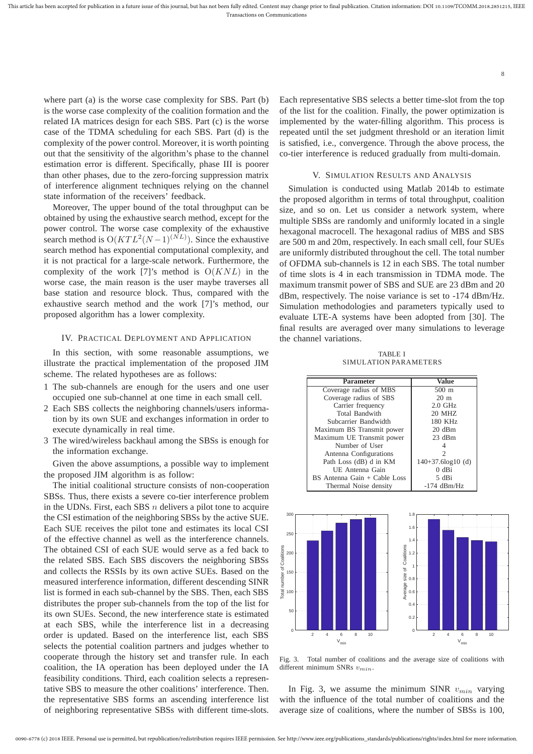where part (a) is the worse case complexity for SBS. Part (b) is the worse case complexity of the coalition formation and the related IA matrices design for each SBS. Part (c) is the worse case of the TDMA scheduling for each SBS. Part (d) is the complexity of the power control. Moreover, it is worth pointing out that the sensitivity of the algorithm's phase to the channel estimation error is different. Specifically, phase III is poorer than other phases, due to the zero-forcing suppression matrix of interference alignment techniques relying on the channel state information of the receivers' feedback.

Moreover, The upper bound of the total throughput can be obtained by using the exhaustive search method, except for the power control. The worse case complexity of the exhaustive search method is $O(KTL^2(N-1)^{(NL)})$. Since the exhaustive search method has exponential computational complexity, and it is not practical for a large-scale network. Furthermore, the complexity of the work [7]'s method is $O(KNL)$ in the worse case, the main reason is the user maybe traverses all base station and resource block. Thus, compared with the exhaustive search method and the work [7]'s method, our proposed algorithm has a lower complexity.

## IV. Practical Deployment and Application

In this section, with some reasonable assumptions, we illustrate the practical implementation of the proposed JIM scheme. The related hypotheses are as follows:

1 The sub-channels are enough for the users and one user occupied one sub-channel at one time in each small cell.

2 Each SBS collects the neighboring channels/users information by its own SUE and exchanges information in order to execute dynamically in real time.

3 The wired/wireless backhaul among the SBSs is enough for the information exchange.

Given the above assumptions, a possible way to implement the proposed JIM algorithm is as follow:

The initial coalitional structure consists of non-cooperation SBSs. Thus, there exists a severe co-tier interference problem in the UDNs. First, each SBS $n$ delivers a pilot tone to acquire the CSI estimation of the neighboring SBSs by the active SUE. Each SUE receives the pilot tone and estimates its local CSI of the effective channel as well as the interference channels. The obtained CSI of each SUE would serve as a fed back to the related SBS. Each SBS discovers the neighboring SBSs and collects the RSSIs by its own active SUEs. Based on the measured interference information, different descending SINR list is formed in each sub-channel by the SBS. Then, each SBS distributes the proper sub-channels from the top of the list for its own SUEs. Second, the new interference state is estimated at each SBS, while the interference list in a decreasing order is updated. Based on the interference list, each SBS selects the potential coalition partners and judges whether to cooperate through the history set and transfer rule. In each coalition, the IA operation has been deployed under the IA feasibility conditions. Third, each coalition selects a representative SBS to measure the other coalitions' interference. Then. the representative SBS forms an ascending interference list of neighboring representative SBSs with different time-slots. Each representative SBS selects a better time-slot from the top of the list for the coalition. Finally, the power optimization is implemented by the water-filling algorithm. This process is repeated until the set judgment threshold or an iteration limit is satisfied, i.e., convergence. Through the above process, the co-tier interference is reduced gradually from multi-domain.

## V. Simulation Results and Analysis

Simulation is conducted using Matlab 2014b to estimate the proposed algorithm in terms of total throughput, coalition size, and so on. Let us consider a network system, where multiple SBSs are randomly and uniformly located in a single hexagonal macrocell. The hexagonal radius of MBS and SBS are 500 m and 20m, respectively. In each small cell, four SUEs are uniformly distributed throughout the cell. The total number of OFDMA sub-channels is 12 in each SBS. The total number of time slots is 4 in each transmission in TDMA mode. The maximum transmit power of SBS and SUE are 23 dBm and 20 dBm, respectively. The noise variance is set to -174 dBm/Hz. Simulation methodologies and parameters typically used to evaluate LTE-A systems have been adopted from [30]. The final results are averaged over many simulations to leverage the channel variations.

TABLE I
SIMULATION PARAMETERS

| Parameter | Value |
|---|---|
| Coverage radius of MBS | 500 m |
| Coverage radius of SBS | 20 m |
| Carrier frequency | 2.0 GHz |
| Total Bandwith | 20 MHZ |
| Subcarrier Bandwidth | 180 KHz |
| Maximum BS Transmit power | 20 dBm |
| Maximum UE Transmit power | 23 dBm |
| Number of User | 4 |
| Antenna Configurations | 2 |
| Path Loss (dB) d in KM | 140+37.6log10 (d) |
| UE Antenna Gain | 0 dBi |
| BS Antenna Gain + Cable Loss | 5 dBi |
| Thermal Noise density | -174 dBm/Hz |

Fig. 3. Total number of coalitions and the average size of coalitions with different minimum SNRs $v_{min}$.

In Fig. 3, we assume the minimum SINR $v_{min}$ varying with the influence of the total number of coalitions and the average size of coalitions, where the number of SBSs is 100,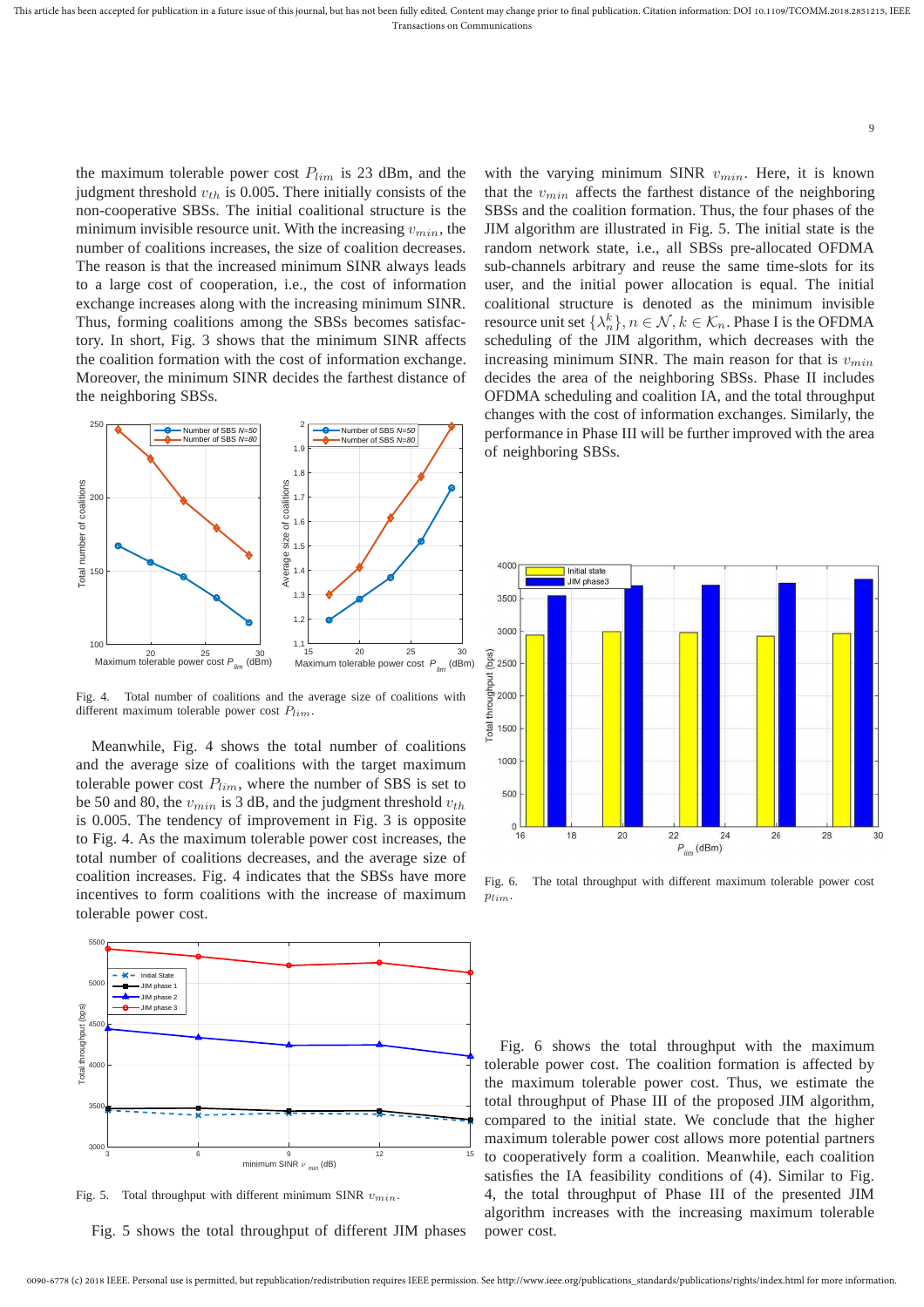the maximum tolerable power cost $P_{lim}$ is 23 dBm, and the judgment threshold $v_{th}$ is 0.005. There initially consists of the non-cooperative SBSs. The initial coalitional structure is the minimum invisible resource unit. With the increasing $v_{min}$, the number of coalitions increases, the size of coalition decreases. The reason is that the increased minimum SINR always leads to a large cost of cooperation, i.e., the cost of information exchange increases along with the increasing minimum SINR. Thus, forming coalitions among the SBSs becomes satisfactory. In short, Fig. 3 shows that the minimum SINR affects the coalition formation with the cost of information exchange. Moreover, the minimum SINR decides the farthest distance of the neighboring SBSs.

Fig. 4. Total number of coalitions and the average size of coalitions with different maximum tolerable power cost $P_{lim}$.

Meanwhile, Fig. 4 shows the total number of coalitions and the average size of coalitions with the target maximum tolerable power cost $P_{lim}$, where the number of SBS is set to be 50 and 80, the $v_{min}$ is 3 dB, and the judgment threshold $v_{th}$ is 0.005. The tendency of improvement in Fig. 3 is opposite to Fig. 4. As the maximum tolerable power cost increases, the total number of coalitions decreases, and the average size of coalition increases. Fig. 4 indicates that the SBSs have more incentives to form coalitions with the increase of maximum tolerable power cost.

Fig. 5. Total throughput with different minimum SINR $v_{min}$.

Fig. 5 shows the total throughput of different JIM phases with the varying minimum SINR $v_{min}$. Here, it is known that the $v_{min}$ affects the farthest distance of the neighboring SBSs and the coalition formation. Thus, the four phases of the JIM algorithm are illustrated in Fig. 5. The initial state is the random network state, i.e., all SBSs pre-allocated OFDMA sub-channels arbitrary and reuse the same time-slots for its user, and the initial power allocation is equal. The initial coalitional structure is denoted as the minimum invisible resource unit set $\{\lambda_n^k\}, n \in \mathcal{N}, k \in \mathcal{K}_n$. Phase I is the OFDMA scheduling of the JIM algorithm, which decreases with the increasing minimum SINR. The main reason for that is $v_{min}$ decides the area of the neighboring SBSs. Phase II includes OFDMA scheduling and coalition IA, and the total throughput changes with the cost of information exchanges. Similarly, the performance in Phase III will be further improved with the area of neighboring SBSs.

Fig. 6. The total throughput with different maximum tolerable power cost $p_{lim}$.

Fig. 6 shows the total throughput with the maximum tolerable power cost. The coalition formation is affected by the maximum tolerable power cost. Thus, we estimate the total throughput of Phase III of the proposed JIM algorithm, compared to the initial state. We conclude that the higher maximum tolerable power cost allows more potential partners to cooperatively form a coalition. Meanwhile, each coalition satisfies the IA feasibility conditions of (4). Similar to Fig. 4, the total throughput of Phase III of the presented JIM algorithm increases with the increasing maximum tolerable power cost.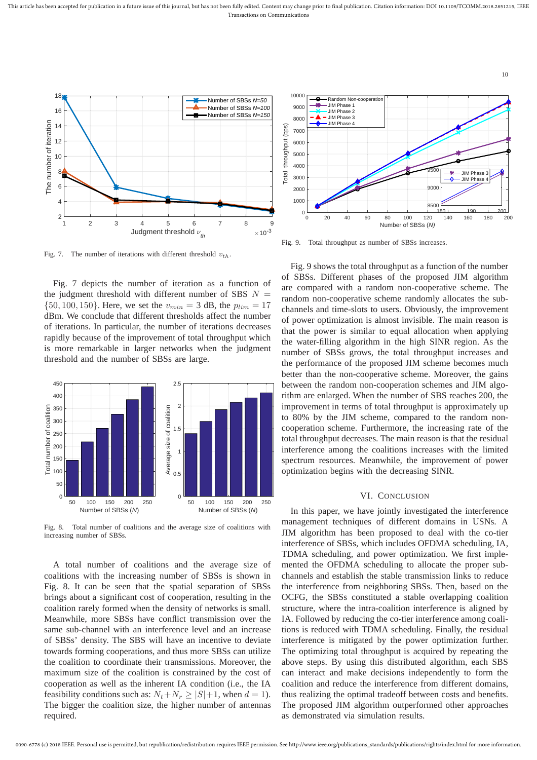Fig. 7. The number of iterations with different threshold $v_{th}$.

Fig. 7 depicts the number of iteration as a function of the judgment threshold with different number of SBS $N = \{50, 100, 150\}$. Here, we set the $v_{min} = 3$ dB, the $p_{lim} = 17$ dBm. We conclude that different thresholds affect the number of iterations. In particular, the number of iterations decreases rapidly because of the improvement of total throughput which is more remarkable in larger networks when the judgment threshold and the number of SBSs are large.

Fig. 8. Total number of coalitions and the average size of coalitions with increasing number of SBSs.

A total number of coalitions and the average size of coalitions with the increasing number of SBSs is shown in Fig. 8. It can be seen that the spatial separation of SBSs brings about a significant cost of cooperation, resulting in the coalition rarely formed when the density of networks is small. Meanwhile, more SBSs have conflict transmission over the same sub-channel with an interference level and an increase of SBSs' density. The SBS will have an incentive to deviate towards forming cooperations, and thus more SBSs can utilize the coalition to coordinate their transmissions. Moreover, the maximum size of the coalition is constrained by the cost of cooperation as well as the inherent IA condition (i.e., the IA feasibility conditions such as: $N_t + N_r \geq |S| + 1$, when $d = 1$). The bigger the coalition size, the higher number of antennas required.

Fig. 9. Total throughput as number of SBSs increases.

Fig. 9 shows the total throughput as a function of the number of SBSs. Different phases of the proposed JIM algorithm are compared with a random non-cooperative scheme. The random non-cooperative scheme randomly allocates the sub-channels and time-slots to users. Obviously, the improvement of power optimization is almost invisible. The main reason is that the power is similar to equal allocation when applying the water-filling algorithm in the high SINR region. As the number of SBSs grows, the total throughput increases and the performance of the proposed JIM scheme becomes much better than the non-cooperative scheme. Moreover, the gains between the random non-cooperation schemes and JIM algorithm are enlarged. When the number of SBS reaches 200, the improvement in terms of total throughput is approximately up to 80% by the JIM scheme, compared to the random non-cooperation scheme. Furthermore, the increasing rate of the total throughput decreases. The main reason is that the residual interference among the coalitions increases with the limited spectrum resources. Meanwhile, the improvement of power optimization begins with the decreasing SINR.

## VI. Conclusion

In this paper, we have jointly investigated the interference management techniques of different domains in USNs. A JIM algorithm has been proposed to deal with the co-tier interference of SBSs, which includes OFDMA scheduling, IA, TDMA scheduling, and power optimization. We first implemented the OFDMA scheduling to allocate the proper sub-channels and establish the stable transmission links to reduce the interference from neighboring SBSs. Then, based on the OCFG, the SBSs constituted a stable overlapping coalition structure, where the intra-coalition interference is aligned by IA. Followed by reducing the co-tier interference among coalitions is reduced with TDMA scheduling. Finally, the residual interference is mitigated by the power optimization further. The optimizing total throughput is acquired by repeating the above steps. By using this distributed algorithm, each SBS can interact and make decisions independently to form the coalition and reduce the interference from different domains, thus realizing the optimal tradeoff between costs and benefits. The proposed JIM algorithm outperformed other approaches as demonstrated via simulation results.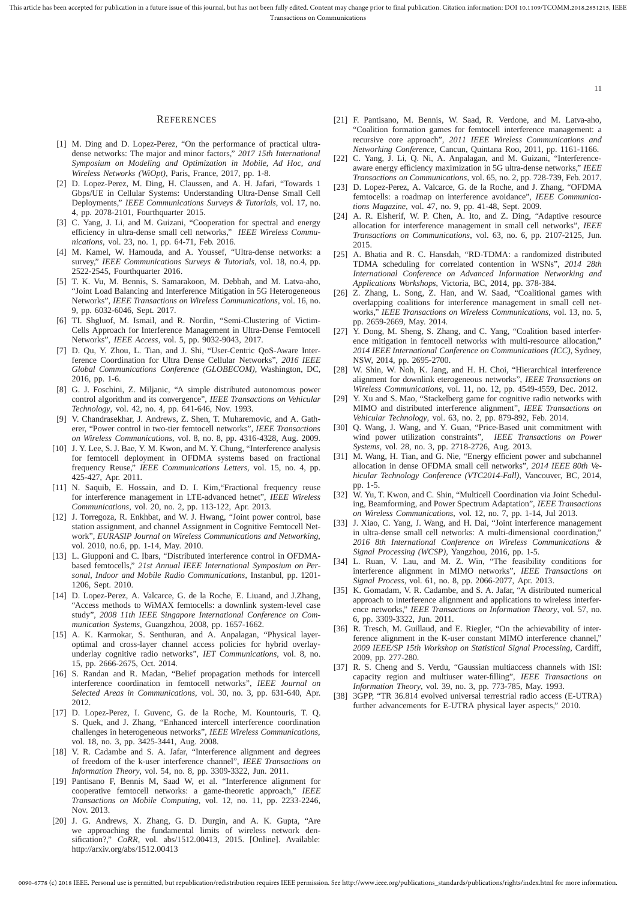# References

[1] M. Ding and D. Lopez-Perez, "On the performance of practical ultra-dense networks: The major and minor factors," *2017 15th International Symposium on Modeling and Optimization in Mobile, Ad Hoc, and Wireless Networks (WiOpt)*, Paris, France, 2017, pp. 1-8.

[2] D. Lopez-Perez, M. Ding, H. Claussen, and A. H. Jafari, "Towards 1 Gbps/UE in Cellular Systems: Understanding Ultra-Dense Small Cell Deployments," *IEEE Communications Surveys & Tutorials*, vol. 17, no. 4, pp. 2078-2101, Fourthquarter 2015.

[3] C. Yang, J. Li, and M. Guizani, "Cooperation for spectral and energy efficiency in ultra-dense small cell networks," *IEEE Wireless Communications*, vol. 23, no. 1, pp. 64-71, Feb. 2016.

[4] M. Kamel, W. Hamouda, and A. Youssef, "Ultra-dense networks: a survey," *IEEE Communications Surveys & Tutorials*, vol. 18, no.4, pp. 2522-2545, Fourthquarter 2016.

[5] T. K. Vu, M. Bennis, S. Samarakoon, M. Debbah, and M. Latva-aho, "Joint Load Balancing and Interference Mitigation in 5G Heterogeneous Networks", *IEEE Transactions on Wireless Communications*, vol. 16, no. 9, pp. 6032-6046, Sept. 2017.

[6] TI. Shgluof, M. Ismail, and R. Nordin, "Semi-Clustering of Victim-Cells Approach for Interference Management in Ultra-Dense Femtocell Networks", *IEEE Access*, vol. 5, pp. 9032-9043, 2017.

[7] D. Qu, Y. Zhou, L. Tian, and J. Shi, "User-Centric QoS-Aware Interference Coordination for Ultra Dense Cellular Networks", *2016 IEEE Global Communications Conference (GLOBECOM)*, Washington, DC, 2016, pp. 1-6.

[8] G. J. Foschini, Z. Miljanic, "A simple distributed autonomous power control algorithm and its convergence", *IEEE Transactions on Vehicular Technology*, vol. 42, no. 4, pp. 641-646, Nov. 1993.

[9] V. Chandrasekhar, J. Andrews, Z. Shen, T. Muharemovic, and A. Gatherer, "Power control in two-tier femtocell networks", *IEEE Transactions on Wireless Communications*, vol. 8, no. 8, pp. 4316-4328, Aug. 2009.

[10] J. Y. Lee, S. J. Bae, Y. M. Kwon, and M. Y. Chung, "Interference analysis for femtocell deployment in OFDMA systems based on fractional frequency Reuse," *IEEE Communications Letters*, vol. 15, no. 4, pp. 425-427, Apr. 2011.

[11] N. Saquib, E. Hossain, and D. I. Kim,"Fractional frequency reuse for interference management in LTE-advanced hetnet", *IEEE Wireless Communications*, vol. 20, no. 2, pp. 113-122, Apr. 2013.

[12] J. Torregoza, R. Enkhbat, and W. J. Hwang, "Joint power control, base station assignment, and channel Assignment in Cognitive Femtocell Network", *EURASIP Journal on Wireless Communications and Networking*, vol. 2010, no.6, pp. 1-14, May. 2010.

[13] L. Giupponi and C. Ibars, "Distributed interference control in OFDMA-based femtocells," *21st Annual IEEE International Symposium on Personal, Indoor and Mobile Radio Communications*, Instanbul, pp. 1201-1206, Sept. 2010.

[14] D. Lopez-Perez, A. Valcarce, G. de la Roche, E. Liuand, and J.Zhang, "Access methods to WiMAX femtocells: a downlink system-level case study", *2008 11th IEEE Singapore International Conference on Communication Systems*, Guangzhou, 2008, pp. 1657-1662.

[15] A. K. Karmokar, S. Senthuran, and A. Anpalagan, "Physical layer-optimal and cross-layer channel access policies for hybrid overlay-underlay cognitive radio networks", *IET Communications*, vol. 8, no. 15, pp. 2666-2675, Oct. 2014.

[16] S. Randan and R. Madan, "Belief propagation methods for intercell interference coordination in femtocell networks", *IEEE Journal on Selected Areas in Communications*, vol. 30, no. 3, pp. 631-640, Apr. 2012.

[17] D. Lopez-Perez, I. Guvenc, G. de la Roche, M. Kountouris, T. Q. S. Quek, and J. Zhang, "Enhanced intercell interference coordination challenges in heterogeneous networks", *IEEE Wireless Communications*, vol. 18, no. 3, pp. 3425-3441, Aug. 2008.

[18] V. R. Cadambe and S. A. Jafar, "Interference alignment and degrees of freedom of the k-user interference channel", *IEEE Transactions on Information Theory*, vol. 54, no. 8, pp. 3309-3322, Jun. 2011.

[19] Pantisano F, Bennis M, Saad W, et al. "Interference alignment for cooperative femtocell networks: a game-theoretic approach," *IEEE Transactions on Mobile Computing*, vol. 12, no. 11, pp. 2233-2246, Nov. 2013.

[20] J. G. Andrews, X. Zhang, G. D. Durgin, and A. K. Gupta, "Are we approaching the fundamental limits of wireless network densification?," *CoRR*, vol. abs/1512.00413, 2015. [Online]. Available: http://arxiv.org/abs/1512.00413

[21] F. Pantisano, M. Bennis, W. Saad, R. Verdone, and M. Latva-aho, "Coalition formation games for femtocell interference management: a recursive core approach", *2011 IEEE Wireless Communications and Networking Conference*, Cancun, Quintana Roo, 2011, pp. 1161-1166.

[22] C. Yang, J. Li, Q. Ni, A. Anpalagan, and M. Guizani, "Interference-aware energy efficiency maximization in 5G ultra-dense networks," *IEEE Transactions on Communications*, vol. 65, no. 2, pp. 728-739, Feb. 2017.

[23] D. Lopez-Perez, A. Valcarce, G. de la Roche, and J. Zhang, "OFDMA femtocells: a roadmap on interference avoidance", *IEEE Communications Magazine*, vol. 47, no. 9, pp. 41-48, Sept. 2009.

[24] A. R. Elsherif, W. P. Chen, A. Ito, and Z. Ding, "Adaptive resource allocation for interference management in small cell networks", *IEEE Transactions on Communications*, vol. 63, no. 6, pp. 2107-2125, Jun. 2015.

[25] A. Bhatia and R. C. Hansdah, "RD-TDMA: a randomized distributed TDMA scheduling for correlated contention in WSNs", *2014 28th International Conference on Advanced Information Networking and Applications Workshops*, Victoria, BC, 2014, pp. 378-384.

[26] Z. Zhang, L. Song, Z. Han, and W. Saad, "Coalitional games with overlapping coalitions for interference management in small cell networks," *IEEE Transactions on Wireless Communications*, vol. 13, no. 5, pp. 2659-2669, May. 2014.

[27] Y. Dong, M. Sheng, S. Zhang, and C. Yang, "Coalition based interference mitigation in femtocell networks with multi-resource allocation," *2014 IEEE International Conference on Communications (ICC)*, Sydney, NSW, 2014, pp. 2695-2700.

[28] W. Shin, W. Noh, K. Jang, and H. H. Choi, "Hierarchical interference alignment for downlink eterogeneous networks", *IEEE Transactions on Wireless Communications*, vol. 11, no. 12, pp. 4549-4559, Dec. 2012.

[29] Y. Xu and S. Mao, "Stackelberg game for cognitive radio networks with MIMO and distributed interference alignment", *IEEE Transactions on Vehicular Technology*, vol. 63, no. 2, pp. 879-892, Feb. 2014.

[30] Q. Wang, J. Wang, and Y. Guan, "Price-Based unit commitment with wind power utilization constraints", *IEEE Transactions on Power Systems*, vol. 28, no. 3, pp. 2718-2726, Aug. 2013.

[31] M. Wang, H. Tian, and G. Nie, "Energy efficient power and subchannel allocation in dense OFDMA small cell networks", *2014 IEEE 80th Vehicular Technology Conference (VTC2014-Fall)*, Vancouver, BC, 2014, pp. 1-5.

[32] W. Yu, T. Kwon, and C. Shin, "Multicell Coordination via Joint Scheduling, Beamforming, and Power Spectrum Adaptation", *IEEE Transactions on Wireless Communications*, vol. 12, no. 7, pp. 1-14, Jul 2013.

[33] J. Xiao, C. Yang, J. Wang, and H. Dai, "Joint interference management in ultra-dense small cell networks: A multi-dimensional coordination," *2016 8th International Conference on Wireless Communications & Signal Processing (WCSP)*, Yangzhou, 2016, pp. 1-5.

[34] L. Ruan, V. Lau, and M. Z. Win, "The feasibility conditions for interference alignment in MIMO networks", *IEEE Transactions on Signal Process*, vol. 61, no. 8, pp. 2066-2077, Apr. 2013.

[35] K. Gomadam, V. R. Cadambe, and S. A. Jafar, "A distributed numerical approach to interference alignment and applications to wireless interference networks," *IEEE Transactions on Information Theory*, vol. 57, no. 6, pp. 3309-3322, Jun. 2011.

[36] R. Tresch, M. Guillaud, and E. Riegler, "On the achievability of interference alignment in the K-user constant MIMO interference channel," *2009 IEEE/SP 15th Workshop on Statistical Signal Processing*, Cardiff, 2009, pp. 277-280.

[37] R. S. Cheng and S. Verdu, "Gaussian multiaccess channels with ISI: capacity region and multiuser water-filling", *IEEE Transactions on Information Theory*, vol. 39, no. 3, pp. 773-785, May. 1993.

[38] 3GPP, "TR 36.814 evolved universal terrestrial radio access (E-UTRA) further advancements for E-UTRA physical layer aspects," 2010.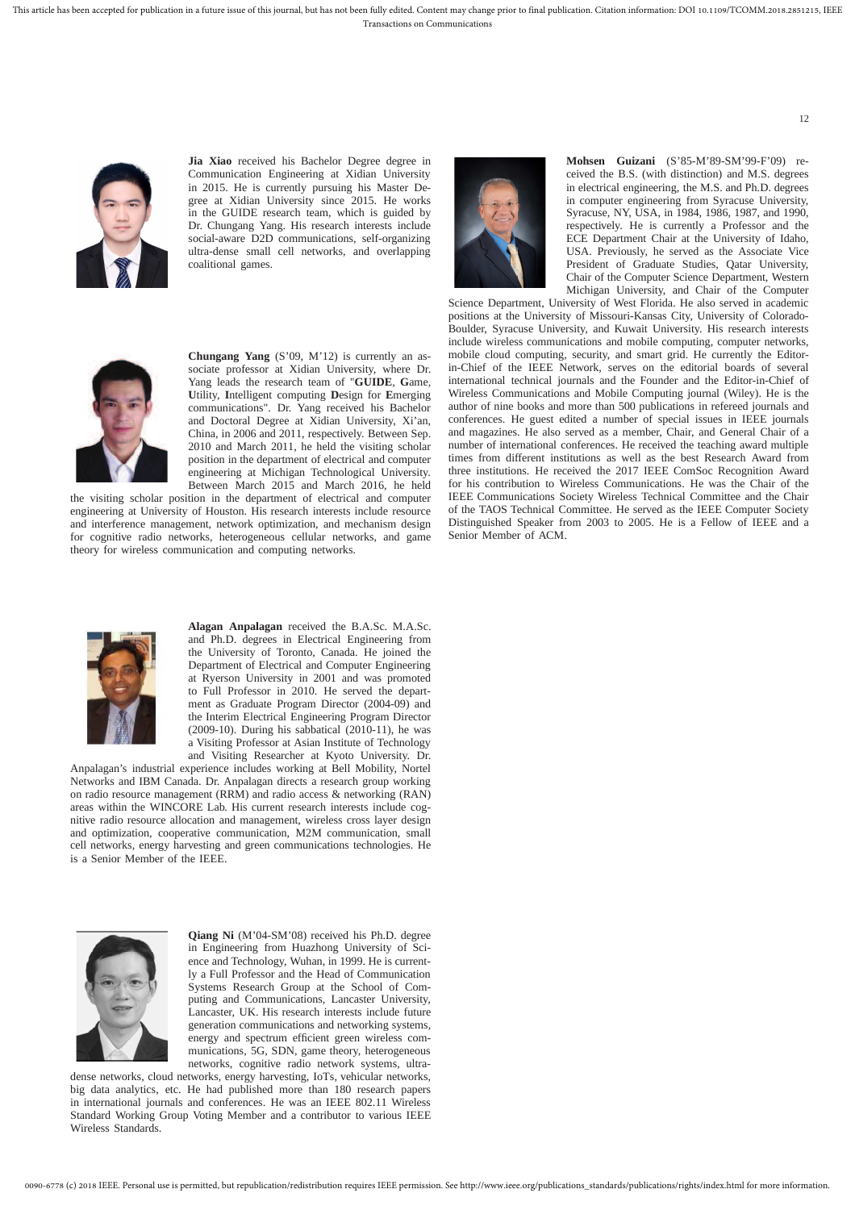**Jia Xiao** received his Bachelor Degree degree in Communication Engineering at Xidian University in 2015. He is currently pursuing his Master Degree at Xidian University since 2015. He works in the GUIDE research team, which is guided by Dr. Chungang Yang. His research interests include social-aware D2D communications, self-organizing ultra-dense small cell networks, and overlapping coalitional games.

**Chungang Yang** (S'09, M'12) is currently an associate professor at Xidian University, where Dr. Yang leads the research team of "**GUIDE**, **G**ame, **U**tility, **I**ntelligent computing **D**esign for **E**merging communications". Dr. Yang received his Bachelor and Doctoral Degree at Xidian University, Xi'an, China, in 2006 and 2011, respectively. Between Sep. 2010 and March 2011, he held the visiting scholar position in the department of electrical and computer engineering at Michigan Technological University. Between March 2015 and March 2016, he held the visiting scholar position in the department of electrical and computer engineering at University of Houston. His research interests include resource and interference management, network optimization, and mechanism design for cognitive radio networks, heterogeneous cellular networks, and game theory for wireless communication and computing networks.

**Alagan Anpalagan** received the B.A.Sc. M.A.Sc. and Ph.D. degrees in Electrical Engineering from the University of Toronto, Canada. He joined the Department of Electrical and Computer Engineering at Ryerson University in 2001 and was promoted to Full Professor in 2010. He served the department as Graduate Program Director (2004-09) and the Interim Electrical Engineering Program Director (2009-10). During his sabbatical (2010-11), he was a Visiting Professor at Asian Institute of Technology and Visiting Researcher at Kyoto University. Dr. Anpalagan's industrial experience includes working at Bell Mobility, Nortel Networks and IBM Canada. Dr. Anpalagan directs a research group working on radio resource management (RRM) and radio access & networking (RAN) areas within the WINCORE Lab. His current research interests include cognitive radio resource allocation and management, wireless cross layer design and optimization, cooperative communication, M2M communication, small cell networks, energy harvesting and green communications technologies. He is a Senior Member of the IEEE.

**Qiang Ni** (M'04-SM'08) received his Ph.D. degree in Engineering from Huazhong University of Science and Technology, Wuhan, in 1999. He is currently a Full Professor and the Head of Communication Systems Research Group at the School of Computing and Communications, Lancaster University, Lancaster, UK. His research interests include future generation communications and networking systems, energy and spectrum efficient green wireless communications, 5G, SDN, game theory, heterogeneous networks, cognitive radio network systems, ultra-dense networks, cloud networks, energy harvesting, IoTs, vehicular networks, big data analytics, etc. He had published more than 180 research papers in international journals and conferences. He was an IEEE 802.11 Wireless Standard Working Group Voting Member and a contributor to various IEEE Wireless Standards.

**Mohsen Guizani** (S'85-M'89-SM'99-F'09) received the B.S. (with distinction) and M.S. degrees in electrical engineering, the M.S. and Ph.D. degrees in computer engineering from Syracuse University, Syracuse, NY, USA, in 1984, 1986, 1987, and 1990, respectively. He is currently a Professor and the ECE Department Chair at the University of Idaho, USA. Previously, he served as the Associate Vice President of Graduate Studies, Qatar University, Chair of the Computer Science Department, Western Michigan University, and Chair of the Computer Science Department, University of West Florida. He also served in academic positions at the University of Missouri-Kansas City, University of Colorado-Boulder, Syracuse University, and Kuwait University. His research interests include wireless communications and mobile computing, computer networks, mobile cloud computing, security, and smart grid. He currently the Editor-in-Chief of the IEEE Network, serves on the editorial boards of several international technical journals and the Founder and the Editor-in-Chief of Wireless Communications and Mobile Computing journal (Wiley). He is the author of nine books and more than 500 publications in refereed journals and conferences. He guest edited a number of special issues in IEEE journals and magazines. He also served as a member, Chair, and General Chair of a number of international conferences. He received the teaching award multiple times from different institutions as well as the best Research Award from three institutions. He received the 2017 IEEE ComSoc Recognition Award for his contribution to Wireless Communications. He was the Chair of the IEEE Communications Society Wireless Technical Committee and the Chair of the TAOS Technical Committee. He served as the IEEE Computer Society Distinguished Speaker from 2003 to 2005. He is a Fellow of IEEE and a Senior Member of ACM.